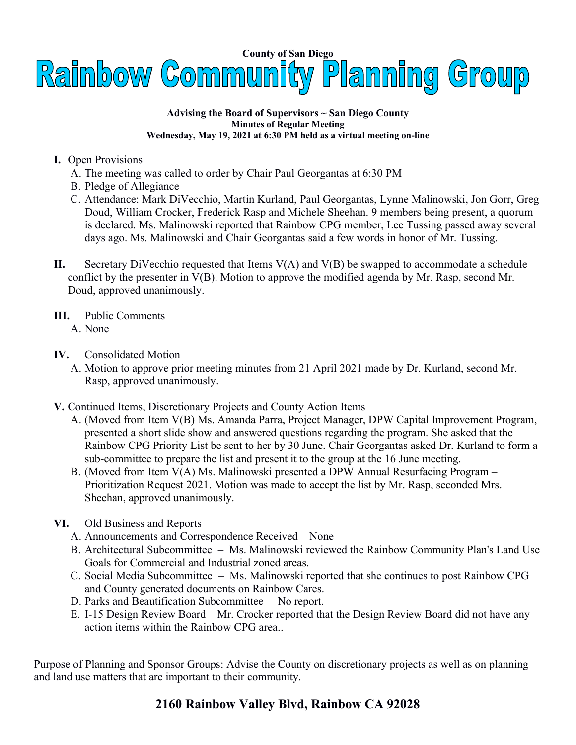**County of San Diego**

# Rainbow Community Planning Group

**Advising the Board of Supervisors ~ San Diego County**
**Minutes of Regular Meeting**
**Wednesday, May 19, 2021 at 6:30 PM held as a virtual meeting on-line**

**I.** Open Provisions

A. The meeting was called to order by Chair Paul Georgantas at 6:30 PM

B. Pledge of Allegiance

C. Attendance: Mark DiVecchio, Martin Kurland, Paul Georgantas, Lynne Malinowski, Jon Gorr, Greg Doud, William Crocker, Frederick Rasp and Michele Sheehan. 9 members being present, a quorum is declared. Ms. Malinowski reported that Rainbow CPG member, Lee Tussing passed away several days ago. Ms. Malinowski and Chair Georgantas said a few words in honor of Mr. Tussing.

**II.** Secretary DiVecchio requested that Items V(A) and V(B) be swapped to accommodate a schedule conflict by the presenter in V(B). Motion to approve the modified agenda by Mr. Rasp, second Mr. Doud, approved unanimously.

**III.** Public Comments

A. None

**IV.** Consolidated Motion

A. Motion to approve prior meeting minutes from 21 April 2021 made by Dr. Kurland, second Mr. Rasp, approved unanimously.

**V.** Continued Items, Discretionary Projects and County Action Items

A. (Moved from Item V(B) Ms. Amanda Parra, Project Manager, DPW Capital Improvement Program, presented a short slide show and answered questions regarding the program. She asked that the Rainbow CPG Priority List be sent to her by 30 June. Chair Georgantas asked Dr. Kurland to form a sub-committee to prepare the list and present it to the group at the 16 June meeting.

B. (Moved from Item V(A) Ms. Malinowski presented a DPW Annual Resurfacing Program – Prioritization Request 2021. Motion was made to accept the list by Mr. Rasp, seconded Mrs. Sheehan, approved unanimously.

**VI.** Old Business and Reports

A. Announcements and Correspondence Received – None

B. Architectural Subcommittee – Ms. Malinowski reviewed the Rainbow Community Plan's Land Use Goals for Commercial and Industrial zoned areas.

C. Social Media Subcommittee – Ms. Malinowski reported that she continues to post Rainbow CPG and County generated documents on Rainbow Cares.

D. Parks and Beautification Subcommittee – No report.

E. I-15 Design Review Board – Mr. Crocker reported that the Design Review Board did not have any action items within the Rainbow CPG area..

Purpose of Planning and Sponsor Groups: Advise the County on discretionary projects as well as on planning and land use matters that are important to their community.

**2160 Rainbow Valley Blvd, Rainbow CA 92028**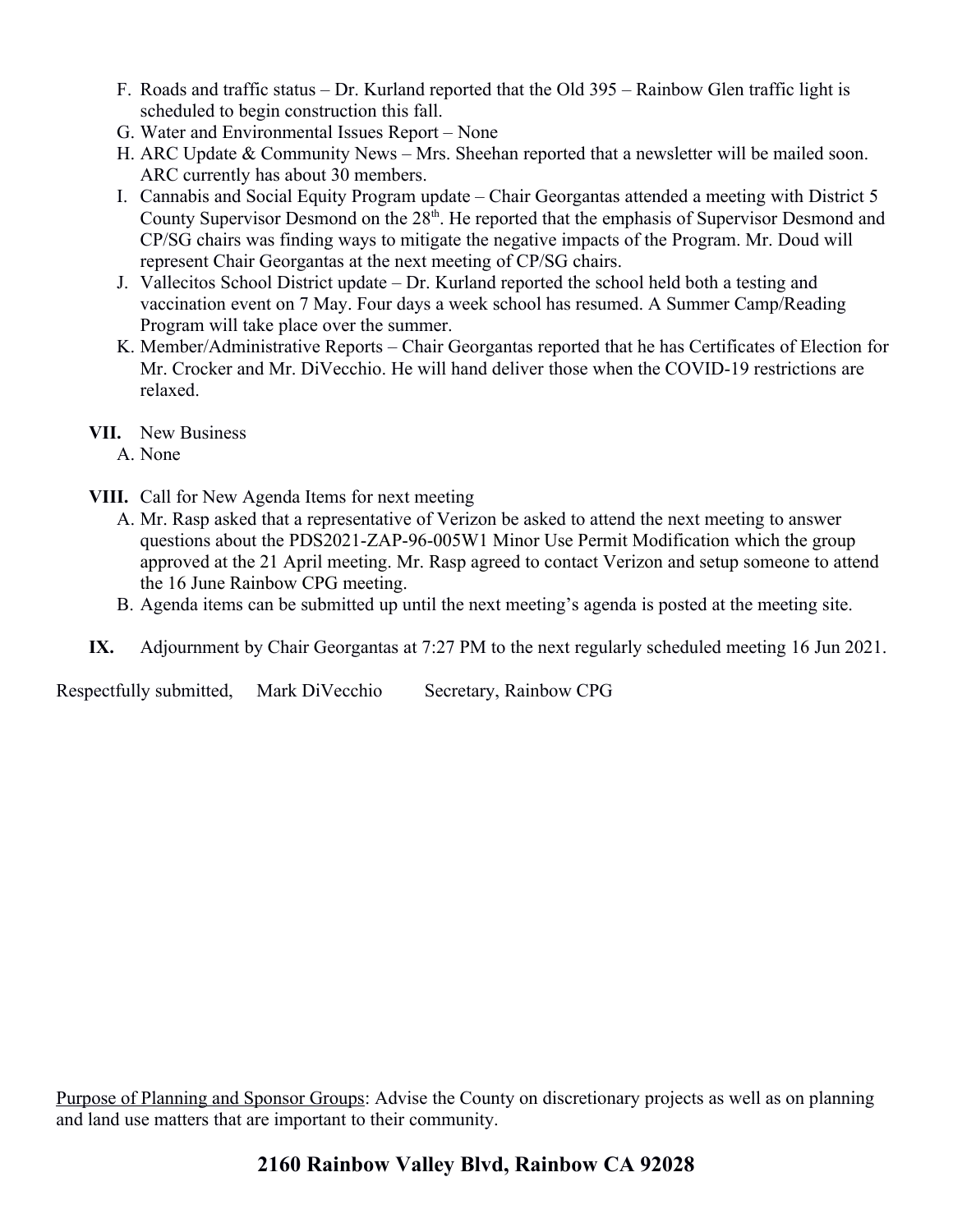F. Roads and traffic status – Dr. Kurland reported that the Old 395 – Rainbow Glen traffic light is scheduled to begin construction this fall.

G. Water and Environmental Issues Report – None

H. ARC Update & Community News – Mrs. Sheehan reported that a newsletter will be mailed soon. ARC currently has about 30 members.

I. Cannabis and Social Equity Program update – Chair Georgantas attended a meeting with District 5 County Supervisor Desmond on the 28th. He reported that the emphasis of Supervisor Desmond and CP/SG chairs was finding ways to mitigate the negative impacts of the Program. Mr. Doud will represent Chair Georgantas at the next meeting of CP/SG chairs.

J. Vallecitos School District update – Dr. Kurland reported the school held both a testing and vaccination event on 7 May. Four days a week school has resumed. A Summer Camp/Reading Program will take place over the summer.

K. Member/Administrative Reports – Chair Georgantas reported that he has Certificates of Election for Mr. Crocker and Mr. DiVecchio. He will hand deliver those when the COVID-19 restrictions are relaxed.

**VII.** New Business

A. None

**VIII.** Call for New Agenda Items for next meeting

A. Mr. Rasp asked that a representative of Verizon be asked to attend the next meeting to answer questions about the PDS2021-ZAP-96-005W1 Minor Use Permit Modification which the group approved at the 21 April meeting. Mr. Rasp agreed to contact Verizon and setup someone to attend the 16 June Rainbow CPG meeting.

B. Agenda items can be submitted up until the next meeting's agenda is posted at the meeting site.

**IX.** Adjournment by Chair Georgantas at 7:27 PM to the next regularly scheduled meeting 16 Jun 2021.

Respectfully submitted, Mark DiVecchio Secretary, Rainbow CPG

Purpose of Planning and Sponsor Groups: Advise the County on discretionary projects as well as on planning and land use matters that are important to their community.

**2160 Rainbow Valley Blvd, Rainbow CA 92028**